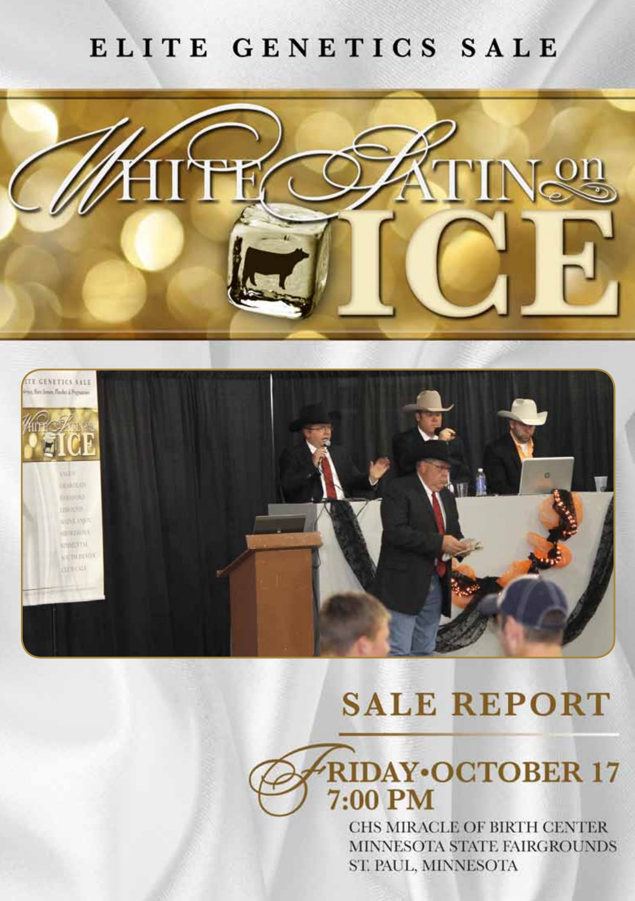# ELITE GENETICS SALE

# WHITE SATIN on ICE

## SALE REPORT

### FRIDAY • OCTOBER 17
### 7:00 PM

CHS MIRACLE OF BIRTH CENTER
MINNESOTA STATE FAIRGROUNDS
ST. PAUL, MINNESOTA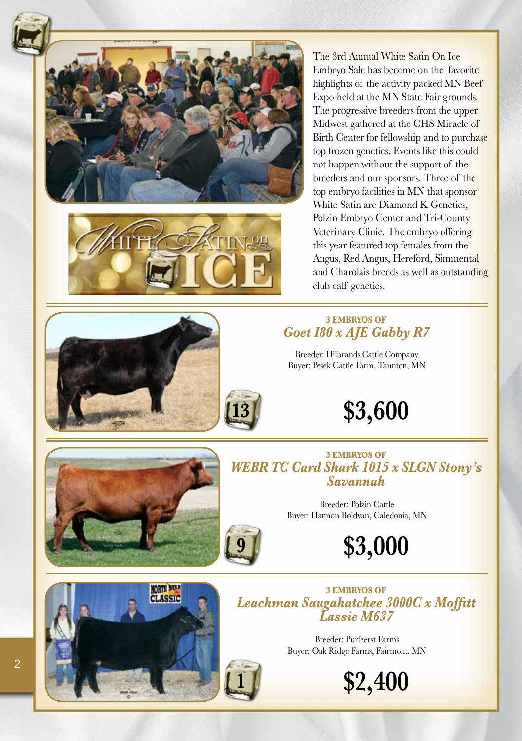The 3rd Annual White Satin On Ice Embryo Sale has become on the favorite highlights of the activity packed MN Beef Expo held at the MN State Fair grounds. The progressive breeders from the upper Midwest gathered at the CHS Miracle of Birth Center for fellowship and to purchase top frozen genetics. Events like this could not happen without the support of the breeders and our sponsors. Three of the top embryo facilities in MN that sponsor White Satin are Diamond K Genetics, Polzin Embryo Center and Tri-County Veterinary Clinic. The embryo offering this year featured top females from the Angus, Red Angus, Hereford, Simmental and Charolais breeds as well as outstanding club calf genetics.

**3 EMBRYOS OF**

### *Goet I80 x AJE Gabby R7*

Breeder: Hilbrands Cattle Company
Buyer: Pesek Cattle Farm, Taunton, MN

13

## $3,600

**3 EMBRYOS OF**

### *WEBR TC Card Shark 1015 x SLGN Stony's Savannah*

Breeder: Polzin Cattle
Buyer: Hannon Boldvan, Caledonia, MN

9

## $3,000

**3 EMBRYOS OF**

### *Leachman Saugahatchee 3000C x Moffitt Lassie M637*

Breeder: Purfeerst Farms
Buyer: Oak Ridge Farms, Fairmont, MN

1

## $2,400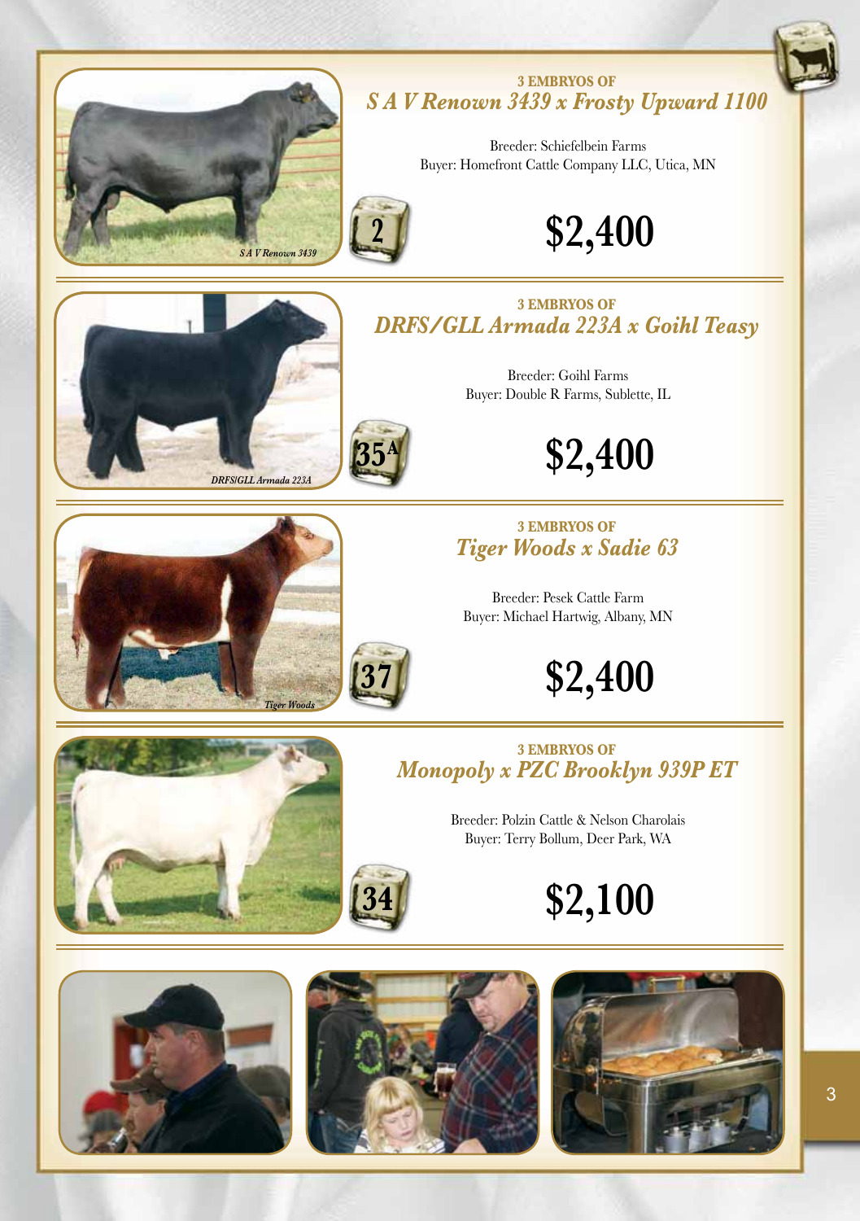### 3 EMBRYOS OF
## *S A V Renown 3439 x Frosty Upward 1100*

Breeder: Schiefelbein Farms
Buyer: Homefront Cattle Company LLC, Utica, MN

2

**$2,400**

*S A V Renown 3439*

### 3 EMBRYOS OF
## *DRFS/GLL Armada 223A x Goihl Teasy*

Breeder: Goihl Farms
Buyer: Double R Farms, Sublette, IL

35A

**$2,400**

*DRFS/GLL Armada 223A*

### 3 EMBRYOS OF
## *Tiger Woods x Sadie 63*

Breeder: Pesek Cattle Farm
Buyer: Michael Hartwig, Albany, MN

37

**$2,400**

*Tiger Woods*

### 3 EMBRYOS OF
## *Monopoly x PZC Brooklyn 939P ET*

Breeder: Polzin Cattle & Nelson Charolais
Buyer: Terry Bollum, Deer Park, WA

34

**$2,100**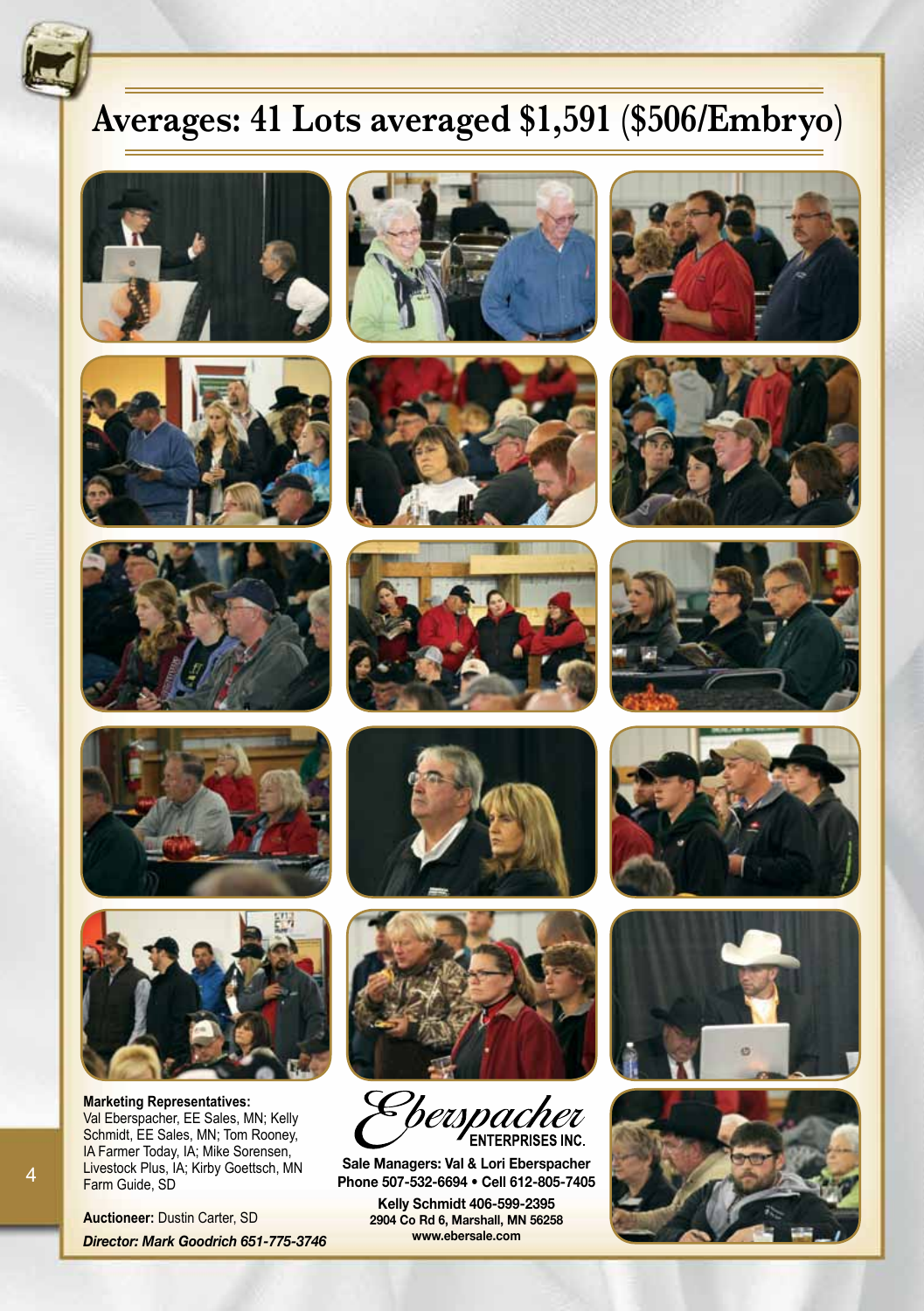# Averages: 41 Lots averaged $1,591 ($506/Embryo)

**Marketing Representatives:**
Val Eberspacher, EE Sales, MN; Kelly Schmidt, EE Sales, MN; Tom Rooney, IA Farmer Today, IA; Mike Sorensen, Livestock Plus, IA; Kirby Goettsch, MN Farm Guide, SD

**Auctioneer:** Dustin Carter, SD

***Director: Mark Goodrich 651-775-3746***

Eberspacher ENTERPRISES INC.

**Sale Managers: Val & Lori Eberspacher**
**Phone 507-532-6694 • Cell 612-805-7405**

**Kelly Schmidt 406-599-2395**
**2904 Co Rd 6, Marshall, MN 56258**
**www.ebersale.com**